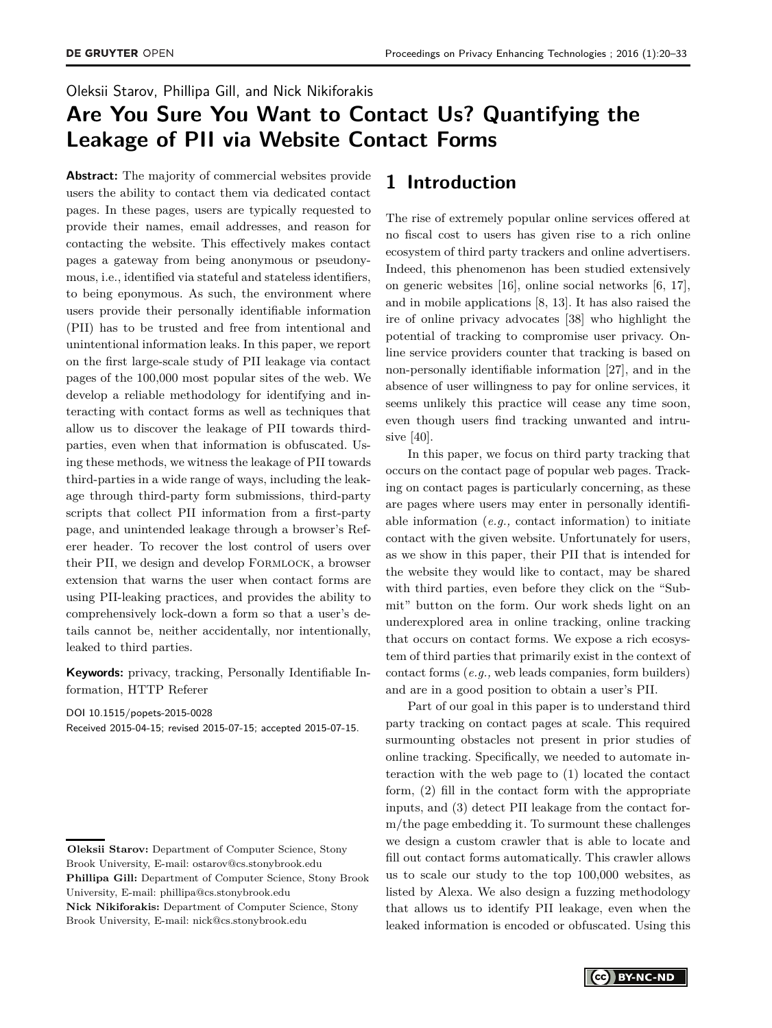Oleksii Starov, Phillipa Gill, and Nick Nikiforakis

# Are You Sure You Want to Contact Us? Quantifying the Leakage of PII via Website Contact Forms

**Abstract:** The majority of commercial websites provide users the ability to contact them via dedicated contact pages. In these pages, users are typically requested to provide their names, email addresses, and reason for contacting the website. This effectively makes contact pages a gateway from being anonymous or pseudonymous, i.e., identified via stateful and stateless identifiers, to being eponymous. As such, the environment where users provide their personally identifiable information (PII) has to be trusted and free from intentional and unintentional information leaks. In this paper, we report on the first large-scale study of PII leakage via contact pages of the 100,000 most popular sites of the web. We develop a reliable methodology for identifying and interacting with contact forms as well as techniques that allow us to discover the leakage of PII towards third-parties, even when that information is obfuscated. Using these methods, we witness the leakage of PII towards third-parties in a wide range of ways, including the leakage through third-party form submissions, third-party scripts that collect PII information from a first-party page, and unintended leakage through a browser's Referer header. To recover the lost control of users over their PII, we design and develop Formlock, a browser extension that warns the user when contact forms are using PII-leaking practices, and provides the ability to comprehensively lock-down a form so that a user's details cannot be, neither accidentally, nor intentionally, leaked to third parties.

**Keywords:** privacy, tracking, Personally Identifiable Information, HTTP Referer

DOI 10.1515/popets-2015-0028
Received 2015-04-15; revised 2015-07-15; accepted 2015-07-15.

**Oleksii Starov:** Department of Computer Science, Stony Brook University, E-mail: ostarov@cs.stonybrook.edu
**Phillipa Gill:** Department of Computer Science, Stony Brook University, E-mail: phillipa@cs.stonybrook.edu
**Nick Nikiforakis:** Department of Computer Science, Stony Brook University, E-mail: nick@cs.stonybrook.edu

## 1 Introduction

The rise of extremely popular online services offered at no fiscal cost to users has given rise to a rich online ecosystem of third party trackers and online advertisers. Indeed, this phenomenon has been studied extensively on generic websites [16], online social networks [6, 17], and in mobile applications [8, 13]. It has also raised the ire of online privacy advocates [38] who highlight the potential of tracking to compromise user privacy. Online service providers counter that tracking is based on non-personally identifiable information [27], and in the absence of user willingness to pay for online services, it seems unlikely this practice will cease any time soon, even though users find tracking unwanted and intrusive [40].

In this paper, we focus on third party tracking that occurs on the contact page of popular web pages. Tracking on contact pages is particularly concerning, as these are pages where users may enter in personally identifiable information (*e.g.,* contact information) to initiate contact with the given website. Unfortunately for users, as we show in this paper, their PII that is intended for the website they would like to contact, may be shared with third parties, even before they click on the "Submit" button on the form. Our work sheds light on an underexplored area in online tracking, online tracking that occurs on contact forms. We expose a rich ecosystem of third parties that primarily exist in the context of contact forms (*e.g.,* web leads companies, form builders) and are in a good position to obtain a user's PII.

Part of our goal in this paper is to understand third party tracking on contact pages at scale. This required surmounting obstacles not present in prior studies of online tracking. Specifically, we needed to automate interaction with the web page to (1) located the contact form, (2) fill in the contact form with the appropriate inputs, and (3) detect PII leakage from the contact form/the page embedding it. To surmount these challenges we design a custom crawler that is able to locate and fill out contact forms automatically. This crawler allows us to scale our study to the top 100,000 websites, as listed by Alexa. We also design a fuzzing methodology that allows us to identify PII leakage, even when the leaked information is encoded or obfuscated. Using this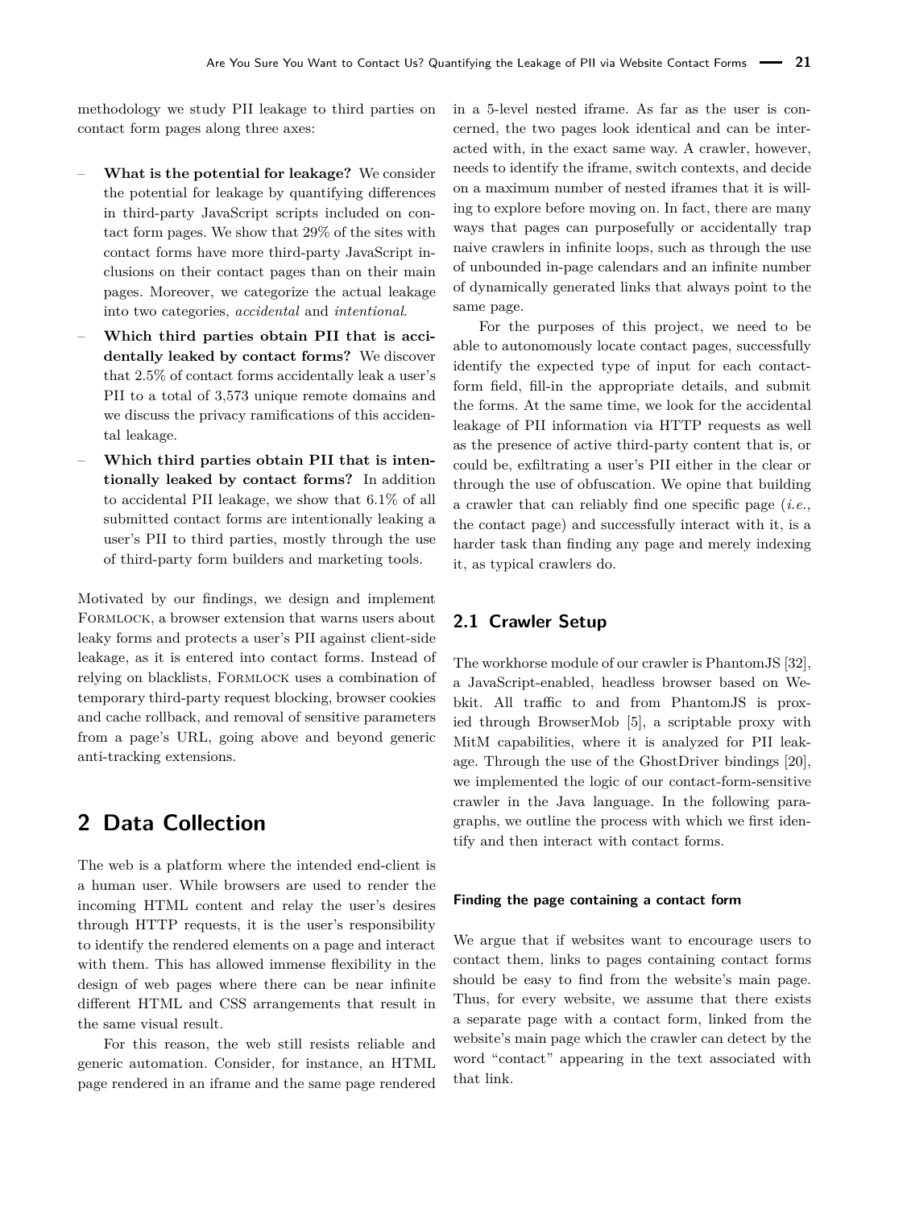methodology we study PII leakage to third parties on contact form pages along three axes:

- **What is the potential for leakage?** We consider the potential for leakage by quantifying differences in third-party JavaScript scripts included on contact form pages. We show that 29% of the sites with contact forms have more third-party JavaScript inclusions on their contact pages than on their main pages. Moreover, we categorize the actual leakage into two categories, *accidental* and *intentional*.
- **Which third parties obtain PII that is accidentally leaked by contact forms?** We discover that 2.5% of contact forms accidentally leak a user's PII to a total of 3,573 unique remote domains and we discuss the privacy ramifications of this accidental leakage.
- **Which third parties obtain PII that is intentionally leaked by contact forms?** In addition to accidental PII leakage, we show that 6.1% of all submitted contact forms are intentionally leaking a user's PII to third parties, mostly through the use of third-party form builders and marketing tools.

Motivated by our findings, we design and implement FormLock, a browser extension that warns users about leaky forms and protects a user's PII against client-side leakage, as it is entered into contact forms. Instead of relying on blacklists, FormLock uses a combination of temporary third-party request blocking, browser cookies and cache rollback, and removal of sensitive parameters from a page's URL, going above and beyond generic anti-tracking extensions.

# 2 Data Collection

The web is a platform where the intended end-client is a human user. While browsers are used to render the incoming HTML content and relay the user's desires through HTTP requests, it is the user's responsibility to identify the rendered elements on a page and interact with them. This has allowed immense flexibility in the design of web pages where there can be near infinite different HTML and CSS arrangements that result in the same visual result.

For this reason, the web still resists reliable and generic automation. Consider, for instance, an HTML page rendered in an iframe and the same page rendered in a 5-level nested iframe. As far as the user is concerned, the two pages look identical and can be interacted with, in the exact same way. A crawler, however, needs to identify the iframe, switch contexts, and decide on a maximum number of nested iframes that it is willing to explore before moving on. In fact, there are many ways that pages can purposefully or accidentally trap naive crawlers in infinite loops, such as through the use of unbounded in-page calendars and an infinite number of dynamically generated links that always point to the same page.

For the purposes of this project, we need to be able to autonomously locate contact pages, successfully identify the expected type of input for each contact-form field, fill-in the appropriate details, and submit the forms. At the same time, we look for the accidental leakage of PII information via HTTP requests as well as the presence of active third-party content that is, or could be, exfiltrating a user's PII either in the clear or through the use of obfuscation. We opine that building a crawler that can reliably find one specific page (*i.e.,* the contact page) and successfully interact with it, is a harder task than finding any page and merely indexing it, as typical crawlers do.

## 2.1 Crawler Setup

The workhorse module of our crawler is PhantomJS [32], a JavaScript-enabled, headless browser based on Webkit. All traffic to and from PhantomJS is proxied through BrowserMob [5], a scriptable proxy with MitM capabilities, where it is analyzed for PII leakage. Through the use of the GhostDriver bindings [20], we implemented the logic of our contact-form-sensitive crawler in the Java language. In the following paragraphs, we outline the process with which we first identify and then interact with contact forms.

#### Finding the page containing a contact form

We argue that if websites want to encourage users to contact them, links to pages containing contact forms should be easy to find from the website's main page. Thus, for every website, we assume that there exists a separate page with a contact form, linked from the website's main page which the crawler can detect by the word "contact" appearing in the text associated with that link.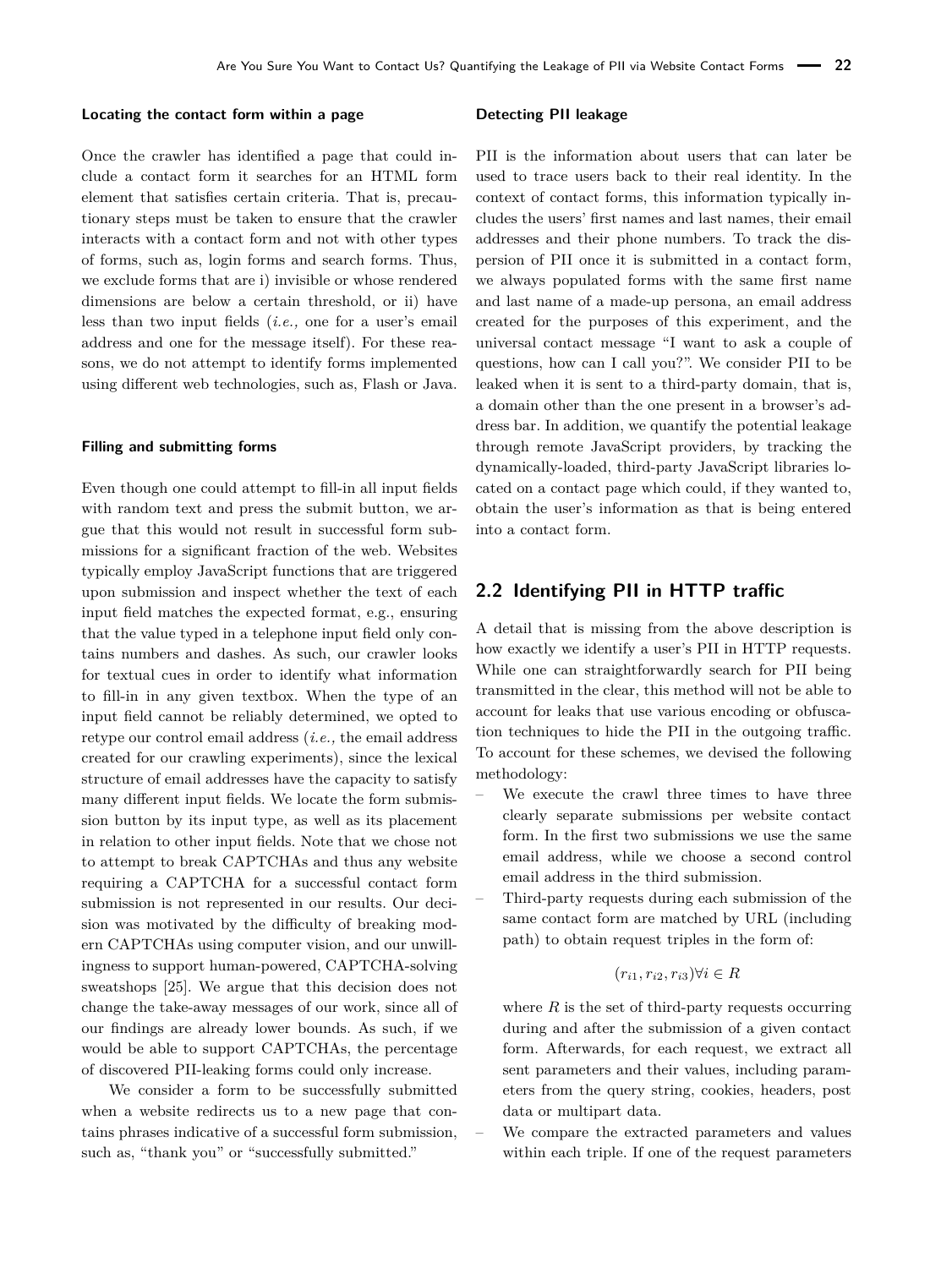#### Locating the contact form within a page

Once the crawler has identified a page that could include a contact form it searches for an HTML form element that satisfies certain criteria. That is, precautionary steps must be taken to ensure that the crawler interacts with a contact form and not with other types of forms, such as, login forms and search forms. Thus, we exclude forms that are i) invisible or whose rendered dimensions are below a certain threshold, or ii) have less than two input fields (*i.e.,* one for a user's email address and one for the message itself). For these reasons, we do not attempt to identify forms implemented using different web technologies, such as, Flash or Java.

#### Filling and submitting forms

Even though one could attempt to fill-in all input fields with random text and press the submit button, we argue that this would not result in successful form submissions for a significant fraction of the web. Websites typically employ JavaScript functions that are triggered upon submission and inspect whether the text of each input field matches the expected format, e.g., ensuring that the value typed in a telephone input field only contains numbers and dashes. As such, our crawler looks for textual cues in order to identify what information to fill-in in any given textbox. When the type of an input field cannot be reliably determined, we opted to retype our control email address (*i.e.,* the email address created for our crawling experiments), since the lexical structure of email addresses have the capacity to satisfy many different input fields. We locate the form submission button by its input type, as well as its placement in relation to other input fields. Note that we chose not to attempt to break CAPTCHAs and thus any website requiring a CAPTCHA for a successful contact form submission is not represented in our results. Our decision was motivated by the difficulty of breaking modern CAPTCHAs using computer vision, and our unwillingness to support human-powered, CAPTCHA-solving sweatshops [25]. We argue that this decision does not change the take-away messages of our work, since all of our findings are already lower bounds. As such, if we would be able to support CAPTCHAs, the percentage of discovered PII-leaking forms could only increase.

We consider a form to be successfully submitted when a website redirects us to a new page that contains phrases indicative of a successful form submission, such as, "thank you" or "successfully submitted."

#### Detecting PII leakage

PII is the information about users that can later be used to trace users back to their real identity. In the context of contact forms, this information typically includes the users' first names and last names, their email addresses and their phone numbers. To track the dispersion of PII once it is submitted in a contact form, we always populated forms with the same first name and last name of a made-up persona, an email address created for the purposes of this experiment, and the universal contact message "I want to ask a couple of questions, how can I call you?". We consider PII to be leaked when it is sent to a third-party domain, that is, a domain other than the one present in a browser's address bar. In addition, we quantify the potential leakage through remote JavaScript providers, by tracking the dynamically-loaded, third-party JavaScript libraries located on a contact page which could, if they wanted to, obtain the user's information as that is being entered into a contact form.

## 2.2 Identifying PII in HTTP traffic

A detail that is missing from the above description is how exactly we identify a user's PII in HTTP requests. While one can straightforwardly search for PII being transmitted in the clear, this method will not be able to account for leaks that use various encoding or obfuscation techniques to hide the PII in the outgoing traffic. To account for these schemes, we devised the following methodology:

- We execute the crawl three times to have three clearly separate submissions per website contact form. In the first two submissions we use the same email address, while we choose a second control email address in the third submission.
- Third-party requests during each submission of the same contact form are matched by URL (including path) to obtain request triples in the form of:

$$(r_{i1}, r_{i2}, r_{i3}) \forall i \in R$$

  where $R$ is the set of third-party requests occurring during and after the submission of a given contact form. Afterwards, for each request, we extract all sent parameters and their values, including parameters from the query string, cookies, headers, post data or multipart data.
- We compare the extracted parameters and values within each triple. If one of the request parameters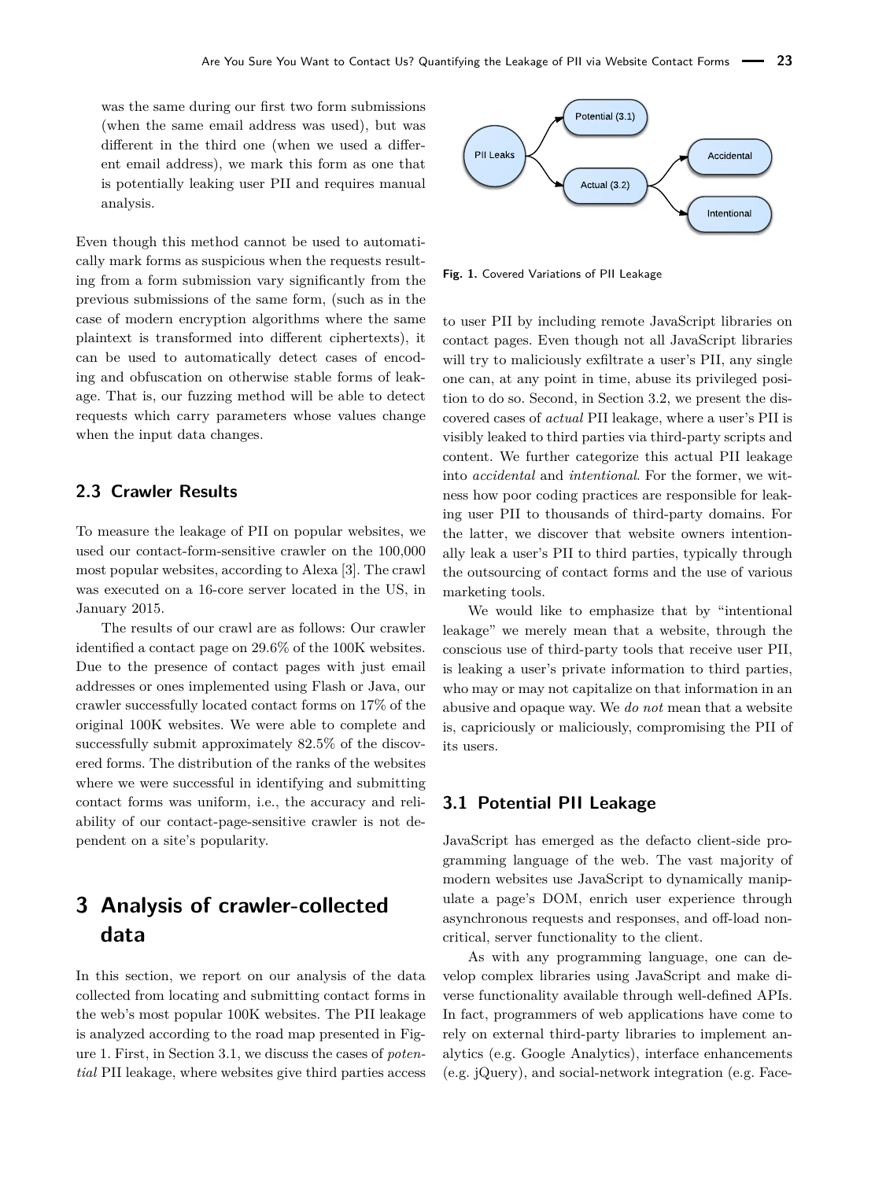was the same during our first two form submissions (when the same email address was used), but was different in the third one (when we used a different email address), we mark this form as one that is potentially leaking user PII and requires manual analysis.

Even though this method cannot be used to automatically mark forms as suspicious when the requests resulting from a form submission vary significantly from the previous submissions of the same form, (such as in the case of modern encryption algorithms where the same plaintext is transformed into different ciphertexts), it can be used to automatically detect cases of encoding and obfuscation on otherwise stable forms of leakage. That is, our fuzzing method will be able to detect requests which carry parameters whose values change when the input data changes.

### 2.3 Crawler Results

To measure the leakage of PII on popular websites, we used our contact-form-sensitive crawler on the 100,000 most popular websites, according to Alexa [3]. The crawl was executed on a 16-core server located in the US, in January 2015.

The results of our crawl are as follows: Our crawler identified a contact page on 29.6% of the 100K websites. Due to the presence of contact pages with just email addresses or ones implemented using Flash or Java, our crawler successfully located contact forms on 17% of the original 100K websites. We were able to complete and successfully submit approximately 82.5% of the discovered forms. The distribution of the ranks of the websites where we were successful in identifying and submitting contact forms was uniform, i.e., the accuracy and reliability of our contact-page-sensitive crawler is not dependent on a site's popularity.

## 3 Analysis of crawler-collected data

In this section, we report on our analysis of the data collected from locating and submitting contact forms in the web's most popular 100K websites. The PII leakage is analyzed according to the road map presented in Figure 1. First, in Section 3.1, we discuss the cases of *potential* PII leakage, where websites give third parties access to user PII by including remote JavaScript libraries on contact pages. Even though not all JavaScript libraries will try to maliciously exfiltrate a user's PII, any single one can, at any point in time, abuse its privileged position to do so. Second, in Section 3.2, we present the discovered cases of *actual* PII leakage, where a user's PII is visibly leaked to third parties via third-party scripts and content. We further categorize this actual PII leakage into *accidental* and *intentional*. For the former, we witness how poor coding practices are responsible for leaking user PII to thousands of third-party domains. For the latter, we discover that website owners intentionally leak a user's PII to third parties, typically through the outsourcing of contact forms and the use of various marketing tools.

PII Leaks → Potential (3.1); PII Leaks → Actual (3.2) → Accidental, Intentional

**Fig. 1.** Covered Variations of PII Leakage

We would like to emphasize that by "intentional leakage" we merely mean that a website, through the conscious use of third-party tools that receive user PII, is leaking a user's private information to third parties, who may or may not capitalize on that information in an abusive and opaque way. We *do not* mean that a website is, capriciously or maliciously, compromising the PII of its users.

### 3.1 Potential PII Leakage

JavaScript has emerged as the defacto client-side programming language of the web. The vast majority of modern websites use JavaScript to dynamically manipulate a page's DOM, enrich user experience through asynchronous requests and responses, and off-load non-critical, server functionality to the client.

As with any programming language, one can develop complex libraries using JavaScript and make diverse functionality available through well-defined APIs. In fact, programmers of web applications have come to rely on external third-party libraries to implement analytics (e.g. Google Analytics), interface enhancements (e.g. jQuery), and social-network integration (e.g. Face-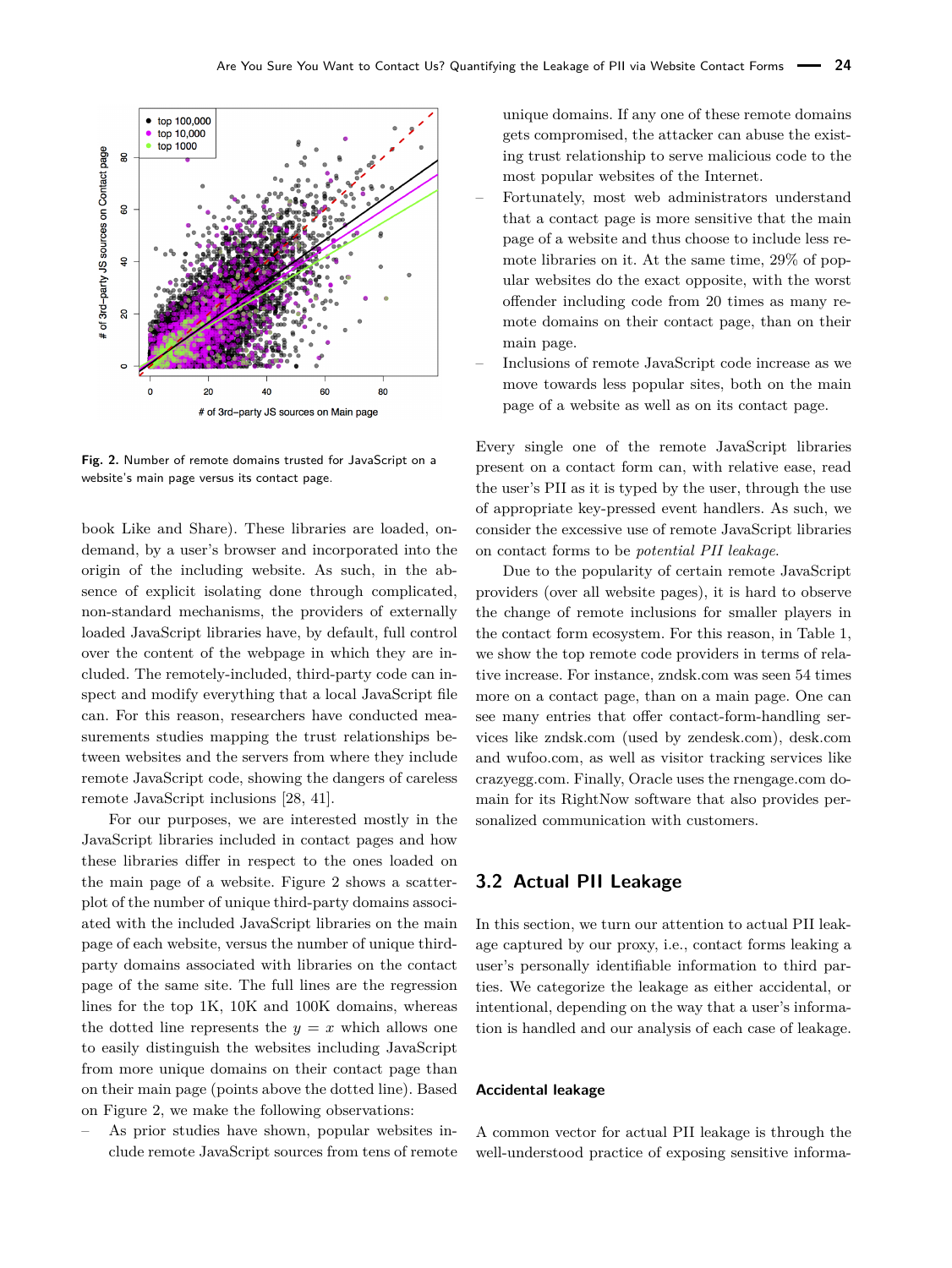Fig. 2. Number of remote domains trusted for JavaScript on a website's main page versus its contact page.

book Like and Share). These libraries are loaded, on-demand, by a user's browser and incorporated into the origin of the including website. As such, in the absence of explicit isolating done through complicated, non-standard mechanisms, the providers of externally loaded JavaScript libraries have, by default, full control over the content of the webpage in which they are included. The remotely-included, third-party code can inspect and modify everything that a local JavaScript file can. For this reason, researchers have conducted measurements studies mapping the trust relationships between websites and the servers from where they include remote JavaScript code, showing the dangers of careless remote JavaScript inclusions [28, 41].

For our purposes, we are interested mostly in the JavaScript libraries included in contact pages and how these libraries differ in respect to the ones loaded on the main page of a website. Figure 2 shows a scatterplot of the number of unique third-party domains associated with the included JavaScript libraries on the main page of each website, versus the number of unique third-party domains associated with libraries on the contact page of the same site. The full lines are the regression lines for the top 1K, 10K and 100K domains, whereas the dotted line represents the $y = x$ which allows one to easily distinguish the websites including JavaScript from more unique domains on their contact page than on their main page (points above the dotted line). Based on Figure 2, we make the following observations:

- As prior studies have shown, popular websites include remote JavaScript sources from tens of remote unique domains. If any one of these remote domains gets compromised, the attacker can abuse the existing trust relationship to serve malicious code to the most popular websites of the Internet.
- Fortunately, most web administrators understand that a contact page is more sensitive that the main page of a website and thus choose to include less remote libraries on it. At the same time, 29% of popular websites do the exact opposite, with the worst offender including code from 20 times as many remote domains on their contact page, than on their main page.
- Inclusions of remote JavaScript code increase as we move towards less popular sites, both on the main page of a website as well as on its contact page.

Every single one of the remote JavaScript libraries present on a contact form can, with relative ease, read the user's PII as it is typed by the user, through the use of appropriate key-pressed event handlers. As such, we consider the excessive use of remote JavaScript libraries on contact forms to be *potential PII leakage*.

Due to the popularity of certain remote JavaScript providers (over all website pages), it is hard to observe the change of remote inclusions for smaller players in the contact form ecosystem. For this reason, in Table 1, we show the top remote code providers in terms of relative increase. For instance, zndsk.com was seen 54 times more on a contact page, than on a main page. One can see many entries that offer contact-form-handling services like zndsk.com (used by zendesk.com), desk.com and wufoo.com, as well as visitor tracking services like crazyegg.com. Finally, Oracle uses the rnengage.com domain for its RightNow software that also provides personalized communication with customers.

## 3.2 Actual PII Leakage

In this section, we turn our attention to actual PII leakage captured by our proxy, i.e., contact forms leaking a user's personally identifiable information to third parties. We categorize the leakage as either accidental, or intentional, depending on the way that a user's information is handled and our analysis of each case of leakage.

### Accidental leakage

A common vector for actual PII leakage is through the well-understood practice of exposing sensitive informa-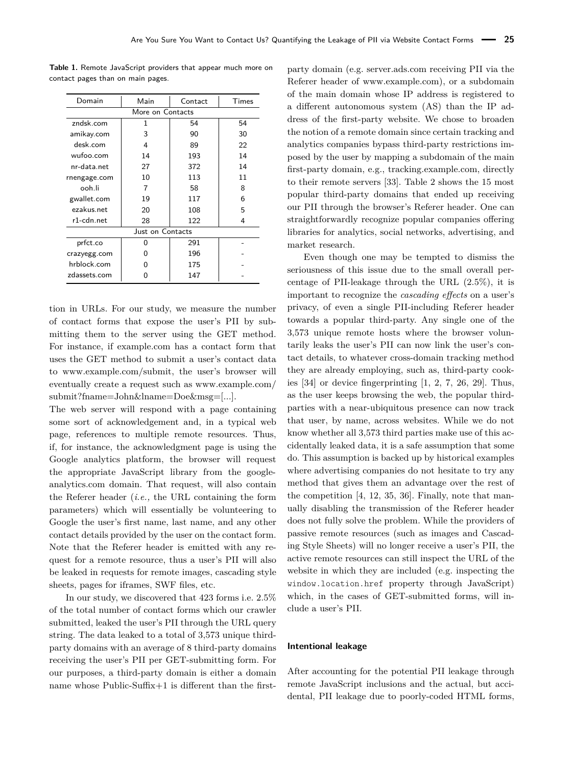**Table 1.** Remote JavaScript providers that appear much more on contact pages than on main pages.

| Domain | Main | Contact | Times |
|---|---|---|---|
| More on Contacts | | | |
| zndsk.com | 1 | 54 | 54 |
| amikay.com | 3 | 90 | 30 |
| desk.com | 4 | 89 | 22 |
| wufoo.com | 14 | 193 | 14 |
| nr-data.net | 27 | 372 | 14 |
| rnengage.com | 10 | 113 | 11 |
| ooh.li | 7 | 58 | 8 |
| gwallet.com | 19 | 117 | 6 |
| ezakus.net | 20 | 108 | 5 |
| r1-cdn.net | 28 | 122 | 4 |
| Just on Contacts | | | |
| prfct.co | 0 | 291 | - |
| crazyegg.com | 0 | 196 | - |
| hrblock.com | 0 | 175 | - |
| zdassets.com | 0 | 147 | - |

tion in URLs. For our study, we measure the number of contact forms that expose the user's PII by submitting them to the server using the GET method. For instance, if example.com has a contact form that uses the GET method to submit a user's contact data to www.example.com/submit, the user's browser will eventually create a request such as www.example.com/submit?fname=John&lname=Doe&msg=[...].
The web server will respond with a page containing some sort of acknowledgement and, in a typical web page, references to multiple remote resources. Thus, if, for instance, the acknowledgment page is using the Google analytics platform, the browser will request the appropriate JavaScript library from the google-analytics.com domain. That request, will also contain the Referer header (*i.e.,* the URL containing the form parameters) which will essentially be volunteering to Google the user's first name, last name, and any other contact details provided by the user on the contact form. Note that the Referer header is emitted with any request for a remote resource, thus a user's PII will also be leaked in requests for remote images, cascading style sheets, pages for iframes, SWF files, etc.

In our study, we discovered that 423 forms i.e. 2.5% of the total number of contact forms which our crawler submitted, leaked the user's PII through the URL query string. The data leaked to a total of 3,573 unique third-party domains with an average of 8 third-party domains receiving the user's PII per GET-submitting form. For our purposes, a third-party domain is either a domain name whose Public-Suffix+1 is different than the first-party domain (e.g. server.ads.com receiving PII via the Referer header of www.example.com), or a subdomain of the main domain whose IP address is registered to a different autonomous system (AS) than the IP address of the first-party website. We chose to broaden the notion of a remote domain since certain tracking and analytics companies bypass third-party restrictions imposed by the user by mapping a subdomain of the main first-party domain, e.g., tracking.example.com, directly to their remote servers [33]. Table 2 shows the 15 most popular third-party domains that ended up receiving our PII through the browser's Referer header. One can straightforwardly recognize popular companies offering libraries for analytics, social networks, advertising, and market research.

Even though one may be tempted to dismiss the seriousness of this issue due to the small overall percentage of PII-leakage through the URL (2.5%), it is important to recognize the *cascading effects* on a user's privacy, of even a single PII-including Referer header towards a popular third-party. Any single one of the 3,573 unique remote hosts where the browser voluntarily leaks the user's PII can now link the user's contact details, to whatever cross-domain tracking method they are already employing, such as, third-party cookies [34] or device fingerprinting [1, 2, 7, 26, 29]. Thus, as the user keeps browsing the web, the popular third-parties with a near-ubiquitous presence can now track that user, by name, across websites. While we do not know whether all 3,573 third parties make use of this accidentally leaked data, it is a safe assumption that some do. This assumption is backed up by historical examples where advertising companies do not hesitate to try any method that gives them an advantage over the rest of the competition [4, 12, 35, 36]. Finally, note that manually disabling the transmission of the Referer header does not fully solve the problem. While the providers of passive remote resources (such as images and Cascading Style Sheets) will no longer receive a user's PII, the active remote resources can still inspect the URL of the website in which they are included (e.g. inspecting the `window.location.href` property through JavaScript) which, in the cases of GET-submitted forms, will include a user's PII.

#### Intentional leakage

After accounting for the potential PII leakage through remote JavaScript inclusions and the actual, but accidental, PII leakage due to poorly-coded HTML forms,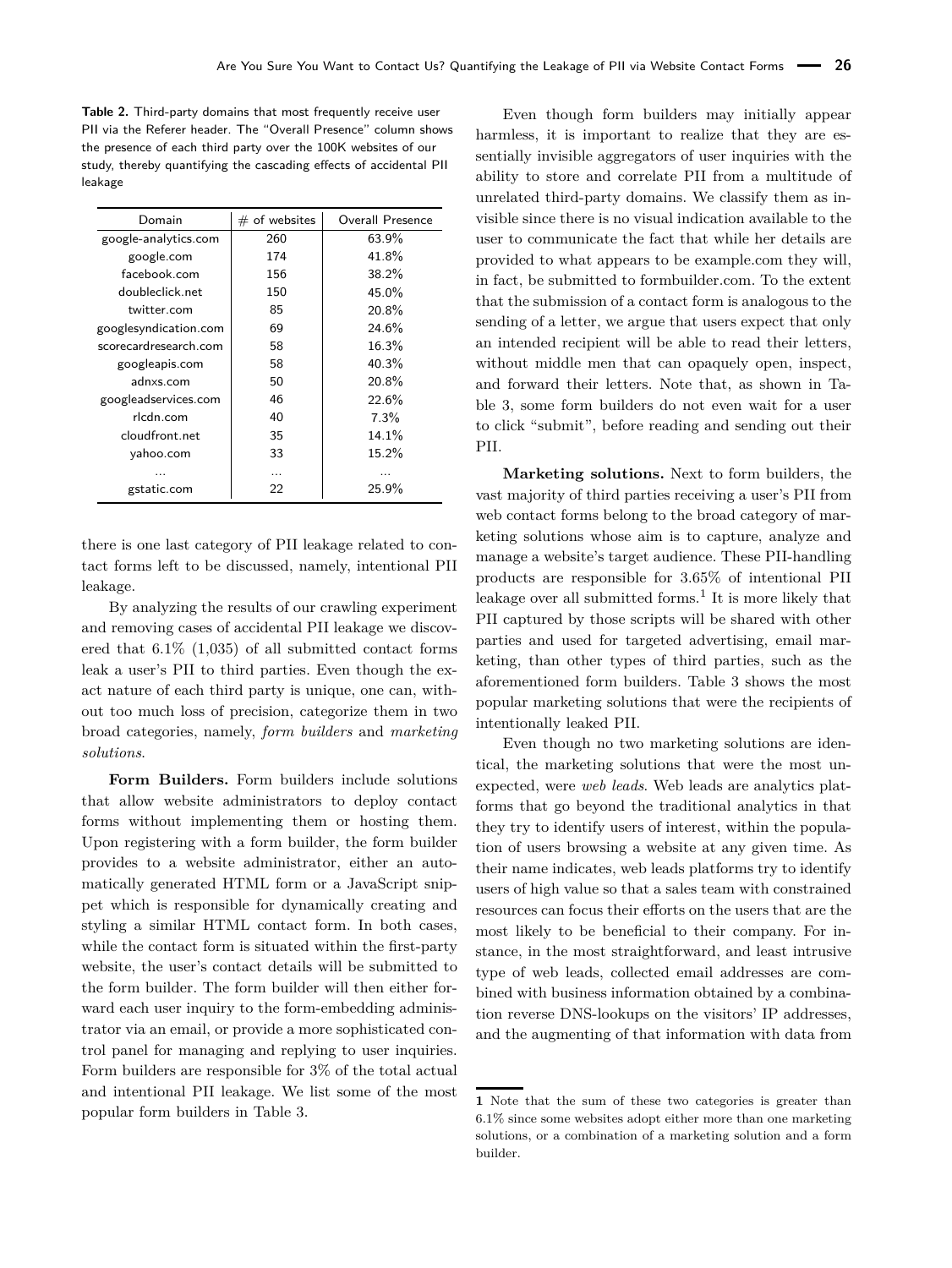**Table 2.** Third-party domains that most frequently receive user PII via the Referer header. The "Overall Presence" column shows the presence of each third party over the 100K websites of our study, thereby quantifying the cascading effects of accidental PII leakage

| Domain | # of websites | Overall Presence |
|---|---|---|
| google-analytics.com | 260 | 63.9% |
| google.com | 174 | 41.8% |
| facebook.com | 156 | 38.2% |
| doubleclick.net | 150 | 45.0% |
| twitter.com | 85 | 20.8% |
| googlesyndication.com | 69 | 24.6% |
| scorecardresearch.com | 58 | 16.3% |
| googleapis.com | 58 | 40.3% |
| adnxs.com | 50 | 20.8% |
| googleadservices.com | 46 | 22.6% |
| rlcdn.com | 40 | 7.3% |
| cloudfront.net | 35 | 14.1% |
| yahoo.com | 33 | 15.2% |
| ... | ... | ... |
| gstatic.com | 22 | 25.9% |

there is one last category of PII leakage related to contact forms left to be discussed, namely, intentional PII leakage.

By analyzing the results of our crawling experiment and removing cases of accidental PII leakage we discovered that 6.1% (1,035) of all submitted contact forms leak a user's PII to third parties. Even though the exact nature of each third party is unique, one can, without too much loss of precision, categorize them in two broad categories, namely, *form builders* and *marketing solutions*.

**Form Builders.** Form builders include solutions that allow website administrators to deploy contact forms without implementing them or hosting them. Upon registering with a form builder, the form builder provides to a website administrator, either an automatically generated HTML form or a JavaScript snippet which is responsible for dynamically creating and styling a similar HTML contact form. In both cases, while the contact form is situated within the first-party website, the user's contact details will be submitted to the form builder. The form builder will then either forward each user inquiry to the form-embedding administrator via an email, or provide a more sophisticated control panel for managing and replying to user inquiries. Form builders are responsible for 3% of the total actual and intentional PII leakage. We list some of the most popular form builders in Table 3.

Even though form builders may initially appear harmless, it is important to realize that they are essentially invisible aggregators of user inquiries with the ability to store and correlate PII from a multitude of unrelated third-party domains. We classify them as invisible since there is no visual indication available to the user to communicate the fact that while her details are provided to what appears to be example.com they will, in fact, be submitted to formbuilder.com. To the extent that the submission of a contact form is analogous to the sending of a letter, we argue that users expect that only an intended recipient will be able to read their letters, without middle men that can opaquely open, inspect, and forward their letters. Note that, as shown in Table 3, some form builders do not even wait for a user to click "submit", before reading and sending out their PII.

**Marketing solutions.** Next to form builders, the vast majority of third parties receiving a user's PII from web contact forms belong to the broad category of marketing solutions whose aim is to capture, analyze and manage a website's target audience. These PII-handling products are responsible for 3.65% of intentional PII leakage over all submitted forms.[1] It is more likely that PII captured by those scripts will be shared with other parties and used for targeted advertising, email marketing, than other types of third parties, such as the aforementioned form builders. Table 3 shows the most popular marketing solutions that were the recipients of intentionally leaked PII.

Even though no two marketing solutions are identical, the marketing solutions that were the most unexpected, were *web leads*. Web leads are analytics platforms that go beyond the traditional analytics in that they try to identify users of interest, within the population of users browsing a website at any given time. As their name indicates, web leads platforms try to identify users of high value so that a sales team with constrained resources can focus their efforts on the users that are the most likely to be beneficial to their company. For instance, in the most straightforward, and least intrusive type of web leads, collected email addresses are combined with business information obtained by a combination reverse DNS-lookups on the visitors' IP addresses, and the augmenting of that information with data from

[1] Note that the sum of these two categories is greater than 6.1% since some websites adopt either more than one marketing solutions, or a combination of a marketing solution and a form builder.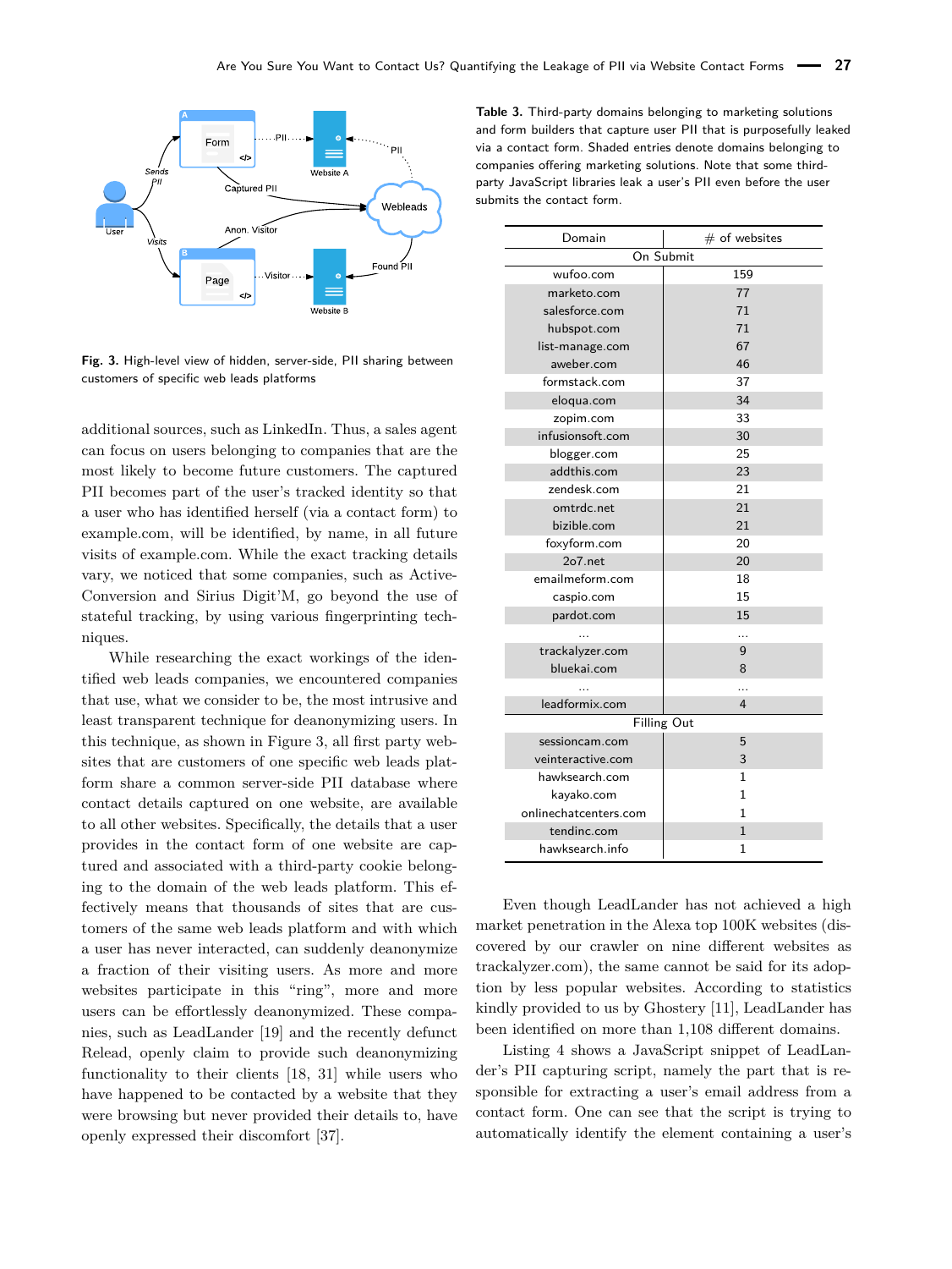Fig. 3. High-level view of hidden, server-side, PII sharing between customers of specific web leads platforms

additional sources, such as LinkedIn. Thus, a sales agent can focus on users belonging to companies that are the most likely to become future customers. The captured PII becomes part of the user's tracked identity so that a user who has identified herself (via a contact form) to example.com, will be identified, by name, in all future visits of example.com. While the exact tracking details vary, we noticed that some companies, such as Active-Conversion and Sirius Digit'M, go beyond the use of stateful tracking, by using various fingerprinting techniques.

While researching the exact workings of the identified web leads companies, we encountered companies that use, what we consider to be, the most intrusive and least transparent technique for deanonymizing users. In this technique, as shown in Figure 3, all first party websites that are customers of one specific web leads platform share a common server-side PII database where contact details captured on one website, are available to all other websites. Specifically, the details that a user provides in the contact form of one website are captured and associated with a third-party cookie belonging to the domain of the web leads platform. This effectively means that thousands of sites that are customers of the same web leads platform and with which a user has never interacted, can suddenly deanonymize a fraction of their visiting users. As more and more websites participate in this "ring", more and more users can be effortlessly deanonymized. These companies, such as LeadLander [19] and the recently defunct Relead, openly claim to provide such deanonymizing functionality to their clients [18, 31] while users who have happened to be contacted by a website that they were browsing but never provided their details to, have openly expressed their discomfort [37].

**Table 3.** Third-party domains belonging to marketing solutions and form builders that capture user PII that is purposefully leaked via a contact form. Shaded entries denote domains belonging to companies offering marketing solutions. Note that some third-party JavaScript libraries leak a user's PII even before the user submits the contact form.

| Domain | # of websites |
|---|---|
| On Submit | |
| wufoo.com | 159 |
| marketo.com | 77 |
| salesforce.com | 71 |
| hubspot.com | 71 |
| list-manage.com | 67 |
| aweber.com | 46 |
| formstack.com | 37 |
| eloqua.com | 34 |
| zopim.com | 33 |
| infusionsoft.com | 30 |
| blogger.com | 25 |
| addthis.com | 23 |
| zendesk.com | 21 |
| omtrdc.net | 21 |
| bizible.com | 21 |
| foxyform.com | 20 |
| 2o7.net | 20 |
| emailmeform.com | 18 |
| caspio.com | 15 |
| pardot.com | 15 |
| ... | ... |
| trackalyzer.com | 9 |
| bluekai.com | 8 |
| ... | ... |
| leadformix.com | 4 |
| Filling Out | |
| sessioncam.com | 5 |
| veinteractive.com | 3 |
| hawksearch.com | 1 |
| kayako.com | 1 |
| onlinechatcenters.com | 1 |
| tendinc.com | 1 |
| hawksearch.info | 1 |

Even though LeadLander has not achieved a high market penetration in the Alexa top 100K websites (discovered by our crawler on nine different websites as trackalyzer.com), the same cannot be said for its adoption by less popular websites. According to statistics kindly provided to us by Ghostery [11], LeadLander has been identified on more than 1,108 different domains.

Listing 4 shows a JavaScript snippet of LeadLander's PII capturing script, namely the part that is responsible for extracting a user's email address from a contact form. One can see that the script is trying to automatically identify the element containing a user's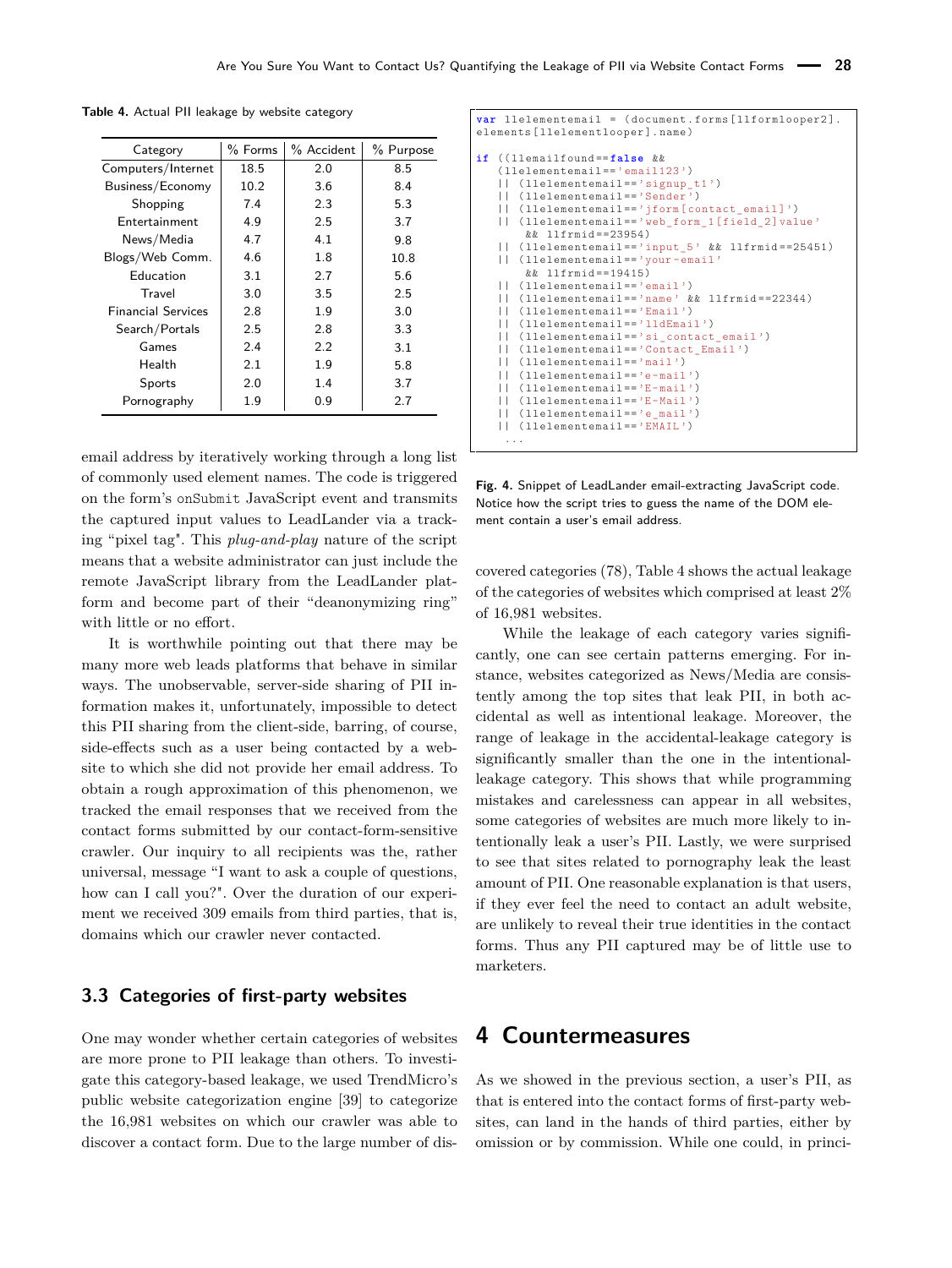**Table 4.** Actual PII leakage by website category

| Category | % Forms | % Accident | % Purpose |
|---|---|---|---|
| Computers/Internet | 18.5 | 2.0 | 8.5 |
| Business/Economy | 10.2 | 3.6 | 8.4 |
| Shopping | 7.4 | 2.3 | 5.3 |
| Entertainment | 4.9 | 2.5 | 3.7 |
| News/Media | 4.7 | 4.1 | 9.8 |
| Blogs/Web Comm. | 4.6 | 1.8 | 10.8 |
| Education | 3.1 | 2.7 | 5.6 |
| Travel | 3.0 | 3.5 | 2.5 |
| Financial Services | 2.8 | 1.9 | 3.0 |
| Search/Portals | 2.5 | 2.8 | 3.3 |
| Games | 2.4 | 2.2 | 3.1 |
| Health | 2.1 | 1.9 | 5.8 |
| Sports | 2.0 | 1.4 | 3.7 |
| Pornography | 1.9 | 0.9 | 2.7 |

email address by iteratively working through a long list of commonly used element names. The code is triggered on the form's onSubmit JavaScript event and transmits the captured input values to LeadLander via a tracking "pixel tag". This *plug-and-play* nature of the script means that a website administrator can just include the remote JavaScript library from the LeadLander platform and become part of their "deanonymizing ring" with little or no effort.

It is worthwhile pointing out that there may be many more web leads platforms that behave in similar ways. The unobservable, server-side sharing of PII information makes it, unfortunately, impossible to detect this PII sharing from the client-side, barring, of course, side-effects such as a user being contacted by a website to which she did not provide her email address. To obtain a rough approximation of this phenomenon, we tracked the email responses that we received from the contact forms submitted by our contact-form-sensitive crawler. Our inquiry to all recipients was the, rather universal, message "I want to ask a couple of questions, how can I call you?". Over the duration of our experiment we received 309 emails from third parties, that is, domains which our crawler never contacted.

```
var llelementemail = (document.forms[llformlooper2].
elements[llelementlooper].name)

if ((llemailfound==false &&
   (llelementemail=='email123')
   || (llelementemail=='signup_t1')
   || (llelementemail=='Sender')
   || (llelementemail=='jform[contact_email]')
   || (llelementemail=='web_form_1[field_2]value'
      && llfrmid==23954)
   || (llelementemail=='input_5' && llfrmid==25451)
   || (llelementemail=='your-email'
      && llfrmid==19415)
   || (llelementemail=='email')
   || (llelementemail=='name' && llfrmid==22344)
   || (llelementemail=='Email')
   || (llelementemail=='lldEmail')
   || (llelementemail=='si_contact_email')
   || (llelementemail=='Contact_Email')
   || (llelementemail=='mail')
   || (llelementemail=='e-mail')
   || (llelementemail=='E-mail')
   || (llelementemail=='E-Mail')
   || (llelementemail=='e_mail')
   || (llelementemail=='EMAIL')
   ...
```

**Fig. 4.** Snippet of LeadLander email-extracting JavaScript code. Notice how the script tries to guess the name of the DOM element contain a user's email address.

### 3.3 Categories of first-party websites

One may wonder whether certain categories of websites are more prone to PII leakage than others. To investigate this category-based leakage, we used TrendMicro's public website categorization engine [39] to categorize the 16,981 websites on which our crawler was able to discover a contact form. Due to the large number of discovered categories (78), Table 4 shows the actual leakage of the categories of websites which comprised at least 2% of 16,981 websites.

While the leakage of each category varies significantly, one can see certain patterns emerging. For instance, websites categorized as News/Media are consistently among the top sites that leak PII, in both accidental as well as intentional leakage. Moreover, the range of leakage in the accidental-leakage category is significantly smaller than the one in the intentional-leakage category. This shows that while programming mistakes and carelessness can appear in all websites, some categories of websites are much more likely to intentionally leak a user's PII. Lastly, we were surprised to see that sites related to pornography leak the least amount of PII. One reasonable explanation is that users, if they ever feel the need to contact an adult website, are unlikely to reveal their true identities in the contact forms. Thus any PII captured may be of little use to marketers.

## 4 Countermeasures

As we showed in the previous section, a user's PII, as that is entered into the contact forms of first-party websites, can land in the hands of third parties, either by omission or by commission. While one could, in princi-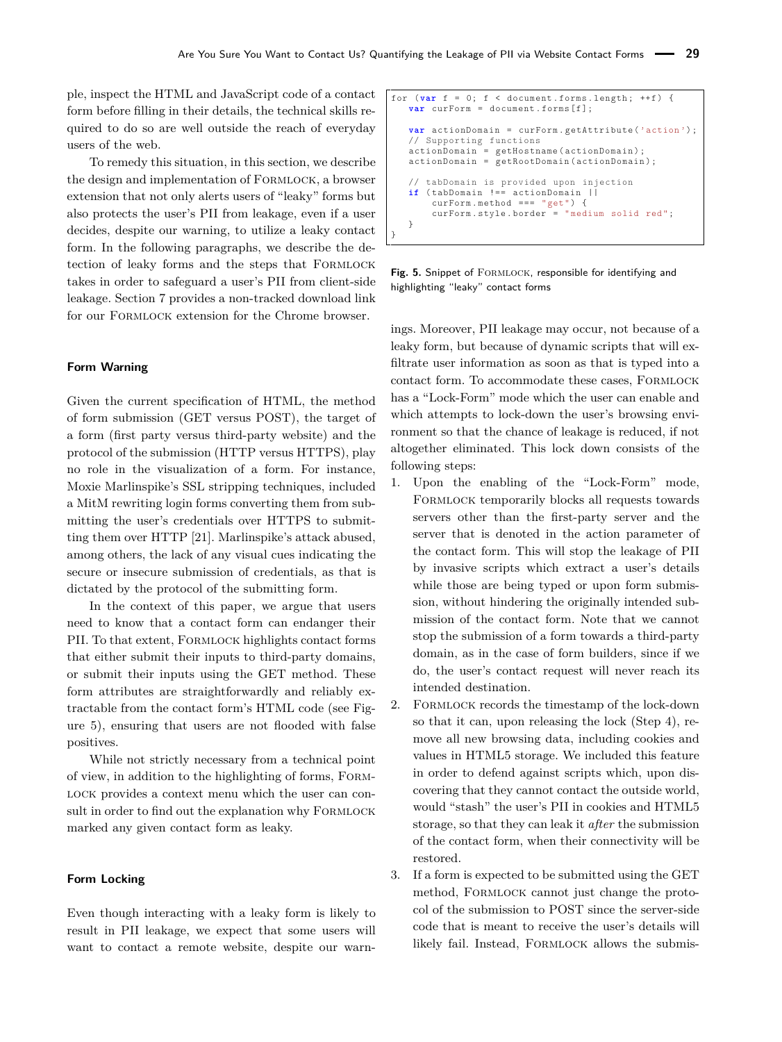ple, inspect the HTML and JavaScript code of a contact form before filling in their details, the technical skills required to do so are well outside the reach of everyday users of the web.

To remedy this situation, in this section, we describe the design and implementation of FormLock, a browser extension that not only alerts users of "leaky" forms but also protects the user's PII from leakage, even if a user decides, despite our warning, to utilize a leaky contact form. In the following paragraphs, we describe the detection of leaky forms and the steps that FormLock takes in order to safeguard a user's PII from client-side leakage. Section 7 provides a non-tracked download link for our FormLock extension for the Chrome browser.

### Form Warning

Given the current specification of HTML, the method of form submission (GET versus POST), the target of a form (first party versus third-party website) and the protocol of the submission (HTTP versus HTTPS), play no role in the visualization of a form. For instance, Moxie Marlinspike's SSL stripping techniques, included a MitM rewriting login forms converting them from submitting the user's credentials over HTTPS to submitting them over HTTP [21]. Marlinspike's attack abused, among others, the lack of any visual cues indicating the secure or insecure submission of credentials, as that is dictated by the protocol of the submitting form.

In the context of this paper, we argue that users need to know that a contact form can endanger their PII. To that extent, FormLock highlights contact forms that either submit their inputs to third-party domains, or submit their inputs using the GET method. These form attributes are straightforwardly and reliably extractable from the contact form's HTML code (see Figure 5), ensuring that users are not flooded with false positives.

While not strictly necessary from a technical point of view, in addition to the highlighting of forms, FormLock provides a context menu which the user can consult in order to find out the explanation why FormLock marked any given contact form as leaky.

### Form Locking

Even though interacting with a leaky form is likely to result in PII leakage, we expect that some users will want to contact a remote website, despite our warnings. Moreover, PII leakage may occur, not because of a leaky form, but because of dynamic scripts that will exfiltrate user information as soon as that is typed into a contact form. To accommodate these cases, FormLock has a "Lock-Form" mode which the user can enable and which attempts to lock-down the user's browsing environment so that the chance of leakage is reduced, if not altogether eliminated. This lock down consists of the following steps:

```
for (var f = 0; f < document.forms.length; ++f) {
   var curForm = document.forms[f];

   var actionDomain = curForm.getAttribute('action');
   // Supporting functions
   actionDomain = getHostname(actionDomain);
   actionDomain = getRootDomain(actionDomain);

   // tabDomain is provided upon injection
   if (tabDomain !== actionDomain ||
       curForm.method === "get") {
       curForm.style.border = "medium solid red";
   }
}
```

**Fig. 5.** Snippet of FormLock, responsible for identifying and highlighting "leaky" contact forms

1. Upon the enabling of the "Lock-Form" mode, FormLock temporarily blocks all requests towards servers other than the first-party server and the server that is denoted in the action parameter of the contact form. This will stop the leakage of PII by invasive scripts which extract a user's details while those are being typed or upon form submission, without hindering the originally intended submission of the contact form. Note that we cannot stop the submission of a form towards a third-party domain, as in the case of form builders, since if we do, the user's contact request will never reach its intended destination.
2. FormLock records the timestamp of the lock-down so that it can, upon releasing the lock (Step 4), remove all new browsing data, including cookies and values in HTML5 storage. We included this feature in order to defend against scripts which, upon discovering that they cannot contact the outside world, would "stash" the user's PII in cookies and HTML5 storage, so that they can leak it *after* the submission of the contact form, when their connectivity will be restored.
3. If a form is expected to be submitted using the GET method, FormLock cannot just change the protocol of the submission to POST since the server-side code that is meant to receive the user's details will likely fail. Instead, FormLock allows the submis-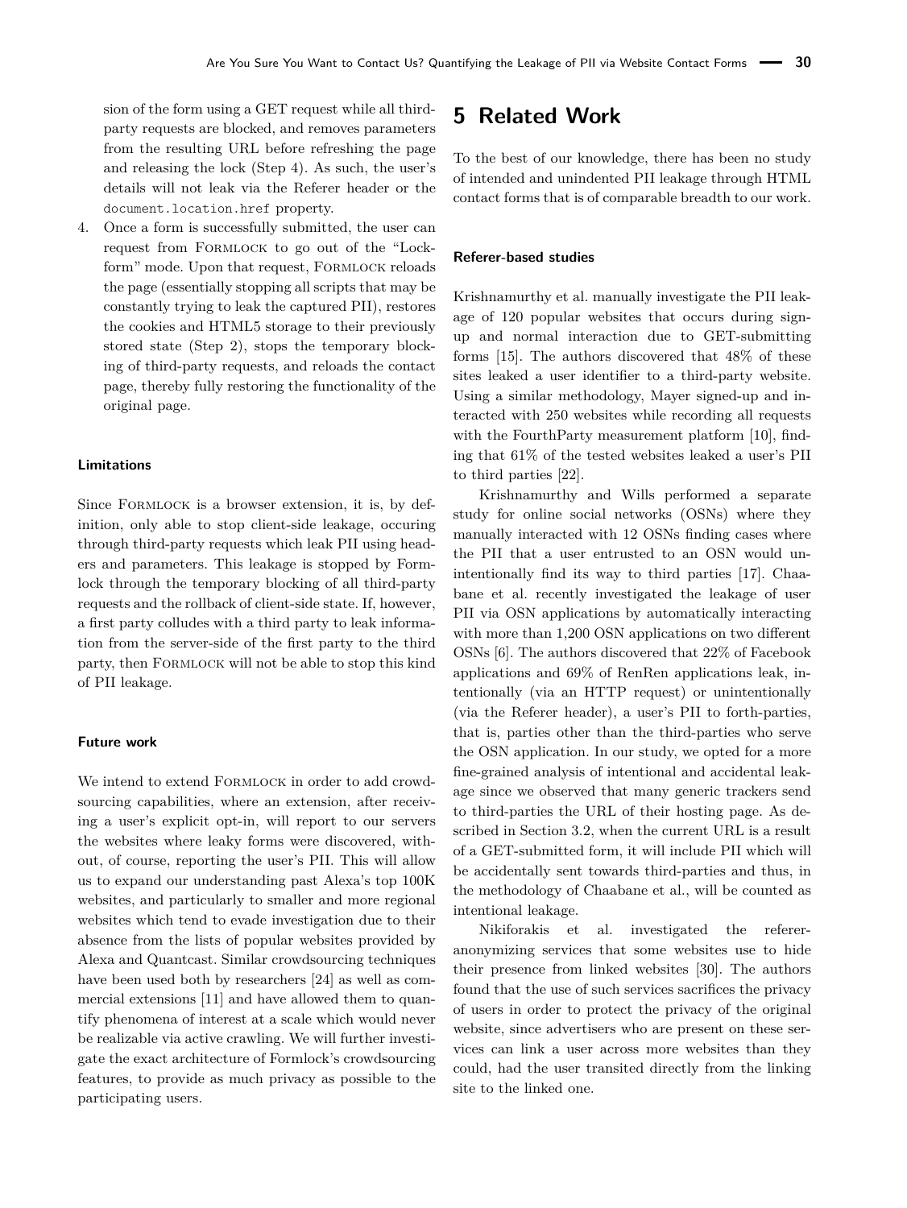sion of the form using a GET request while all third-party requests are blocked, and removes parameters from the resulting URL before refreshing the page and releasing the lock (Step 4). As such, the user's details will not leak via the Referer header or the `document.location.href` property.

4. Once a form is successfully submitted, the user can request from Formlock to go out of the "Lockform" mode. Upon that request, Formlock reloads the page (essentially stopping all scripts that may be constantly trying to leak the captured PII), restores the cookies and HTML5 storage to their previously stored state (Step 2), stops the temporary blocking of third-party requests, and reloads the contact page, thereby fully restoring the functionality of the original page.

#### Limitations

Since Formlock is a browser extension, it is, by definition, only able to stop client-side leakage, occuring through third-party requests which leak PII using headers and parameters. This leakage is stopped by Formlock through the temporary blocking of all third-party requests and the rollback of client-side state. If, however, a first party colludes with a third party to leak information from the server-side of the first party to the third party, then Formlock will not be able to stop this kind of PII leakage.

#### Future work

We intend to extend Formlock in order to add crowdsourcing capabilities, where an extension, after receiving a user's explicit opt-in, will report to our servers the websites where leaky forms were discovered, without, of course, reporting the user's PII. This will allow us to expand our understanding past Alexa's top 100K websites, and particularly to smaller and more regional websites which tend to evade investigation due to their absence from the lists of popular websites provided by Alexa and Quantcast. Similar crowdsourcing techniques have been used both by researchers [24] as well as commercial extensions [11] and have allowed them to quantify phenomena of interest at a scale which would never be realizable via active crawling. We will further investigate the exact architecture of Formlock's crowdsourcing features, to provide as much privacy as possible to the participating users.

## 5 Related Work

To the best of our knowledge, there has been no study of intended and unindented PII leakage through HTML contact forms that is of comparable breadth to our work.

#### Referer-based studies

Krishnamurthy et al. manually investigate the PII leakage of 120 popular websites that occurs during signup and normal interaction due to GET-submitting forms [15]. The authors discovered that 48% of these sites leaked a user identifier to a third-party website. Using a similar methodology, Mayer signed-up and interacted with 250 websites while recording all requests with the FourthParty measurement platform [10], finding that 61% of the tested websites leaked a user's PII to third parties [22].

Krishnamurthy and Wills performed a separate study for online social networks (OSNs) where they manually interacted with 12 OSNs finding cases where the PII that a user entrusted to an OSN would unintentionally find its way to third parties [17]. Chaabane et al. recently investigated the leakage of user PII via OSN applications by automatically interacting with more than 1,200 OSN applications on two different OSNs [6]. The authors discovered that 22% of Facebook applications and 69% of RenRen applications leak, intentionally (via an HTTP request) or unintentionally (via the Referer header), a user's PII to forth-parties, that is, parties other than the third-parties who serve the OSN application. In our study, we opted for a more fine-grained analysis of intentional and accidental leakage since we observed that many generic trackers send to third-parties the URL of their hosting page. As described in Section 3.2, when the current URL is a result of a GET-submitted form, it will include PII which will be accidentally sent towards third-parties and thus, in the methodology of Chaabane et al., will be counted as intentional leakage.

Nikiforakis et al. investigated the referer-anonymizing services that some websites use to hide their presence from linked websites [30]. The authors found that the use of such services sacrifices the privacy of users in order to protect the privacy of the original website, since advertisers who are present on these services can link a user across more websites than they could, had the user transited directly from the linking site to the linked one.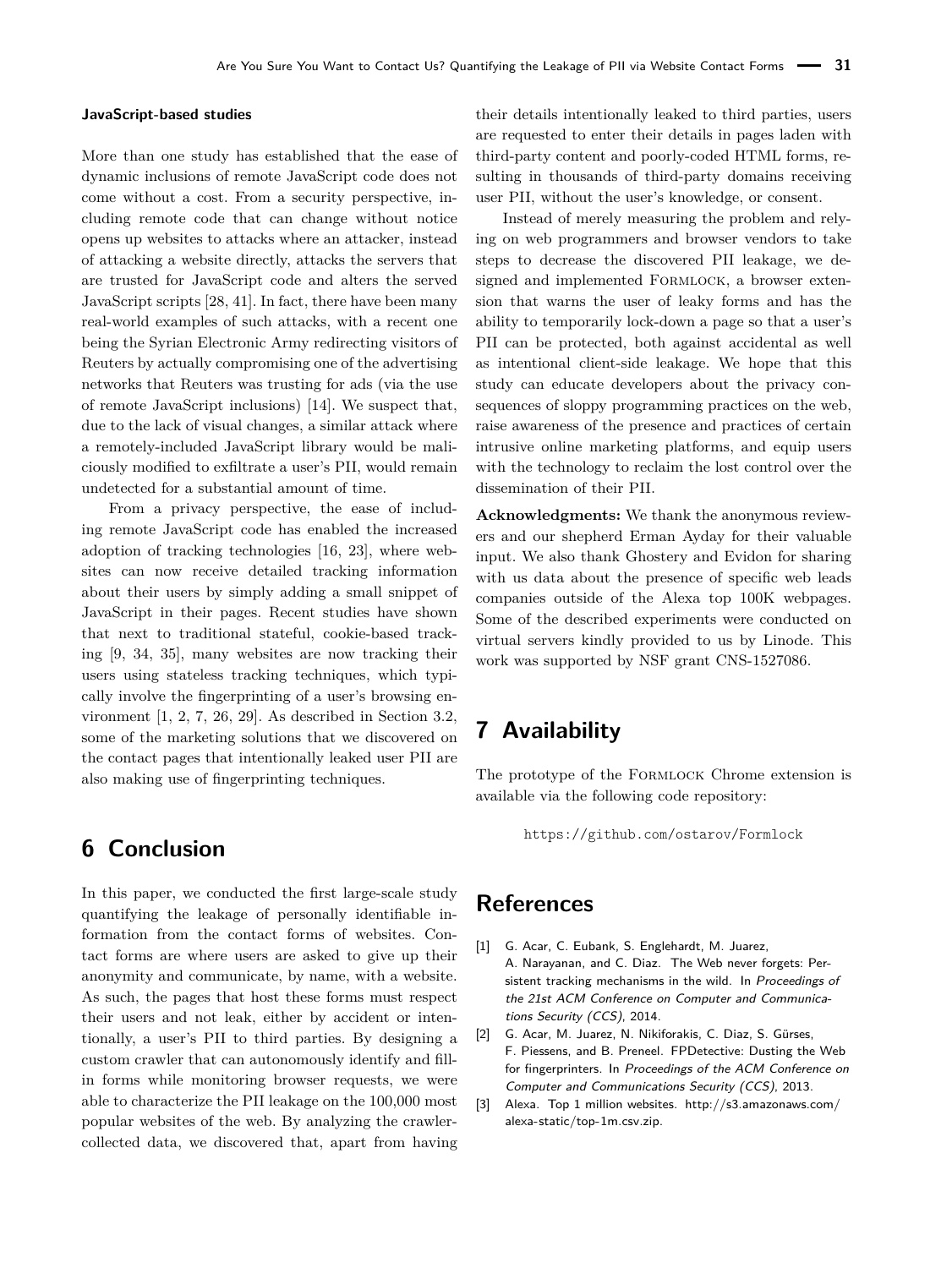#### JavaScript-based studies

More than one study has established that the ease of dynamic inclusions of remote JavaScript code does not come without a cost. From a security perspective, including remote code that can change without notice opens up websites to attacks where an attacker, instead of attacking a website directly, attacks the servers that are trusted for JavaScript code and alters the served JavaScript scripts [28, 41]. In fact, there have been many real-world examples of such attacks, with a recent one being the Syrian Electronic Army redirecting visitors of Reuters by actually compromising one of the advertising networks that Reuters was trusting for ads (via the use of remote JavaScript inclusions) [14]. We suspect that, due to the lack of visual changes, a similar attack where a remotely-included JavaScript library would be maliciously modified to exfiltrate a user's PII, would remain undetected for a substantial amount of time.

From a privacy perspective, the ease of including remote JavaScript code has enabled the increased adoption of tracking technologies [16, 23], where websites can now receive detailed tracking information about their users by simply adding a small snippet of JavaScript in their pages. Recent studies have shown that next to traditional stateful, cookie-based tracking [9, 34, 35], many websites are now tracking their users using stateless tracking techniques, which typically involve the fingerprinting of a user's browsing environment [1, 2, 7, 26, 29]. As described in Section 3.2, some of the marketing solutions that we discovered on the contact pages that intentionally leaked user PII are also making use of fingerprinting techniques.

## 6 Conclusion

In this paper, we conducted the first large-scale study quantifying the leakage of personally identifiable information from the contact forms of websites. Contact forms are where users are asked to give up their anonymity and communicate, by name, with a website. As such, the pages that host these forms must respect their users and not leak, either by accident or intentionally, a user's PII to third parties. By designing a custom crawler that can autonomously identify and fill-in forms while monitoring browser requests, we were able to characterize the PII leakage on the 100,000 most popular websites of the web. By analyzing the crawler-collected data, we discovered that, apart from having their details intentionally leaked to third parties, users are requested to enter their details in pages laden with third-party content and poorly-coded HTML forms, resulting in thousands of third-party domains receiving user PII, without the user's knowledge, or consent.

Instead of merely measuring the problem and relying on web programmers and browser vendors to take steps to decrease the discovered PII leakage, we designed and implemented Formlock, a browser extension that warns the user of leaky forms and has the ability to temporarily lock-down a page so that a user's PII can be protected, both against accidental as well as intentional client-side leakage. We hope that this study can educate developers about the privacy consequences of sloppy programming practices on the web, raise awareness of the presence and practices of certain intrusive online marketing platforms, and equip users with the technology to reclaim the lost control over the dissemination of their PII.

**Acknowledgments:** We thank the anonymous reviewers and our shepherd Erman Ayday for their valuable input. We also thank Ghostery and Evidon for sharing with us data about the presence of specific web leads companies outside of the Alexa top 100K webpages. Some of the described experiments were conducted on virtual servers kindly provided to us by Linode. This work was supported by NSF grant CNS-1527086.

## 7 Availability

The prototype of the Formlock Chrome extension is available via the following code repository:

https://github.com/ostarov/Formlock

## References

[1] G. Acar, C. Eubank, S. Englehardt, M. Juarez, A. Narayanan, and C. Diaz. The Web never forgets: Persistent tracking mechanisms in the wild. In *Proceedings of the 21st ACM Conference on Computer and Communications Security (CCS)*, 2014.

[2] G. Acar, M. Juarez, N. Nikiforakis, C. Diaz, S. Gürses, F. Piessens, and B. Preneel. FPDetective: Dusting the Web for fingerprinters. In *Proceedings of the ACM Conference on Computer and Communications Security (CCS)*, 2013.

[3] Alexa. Top 1 million websites. http://s3.amazonaws.com/alexa-static/top-1m.csv.zip.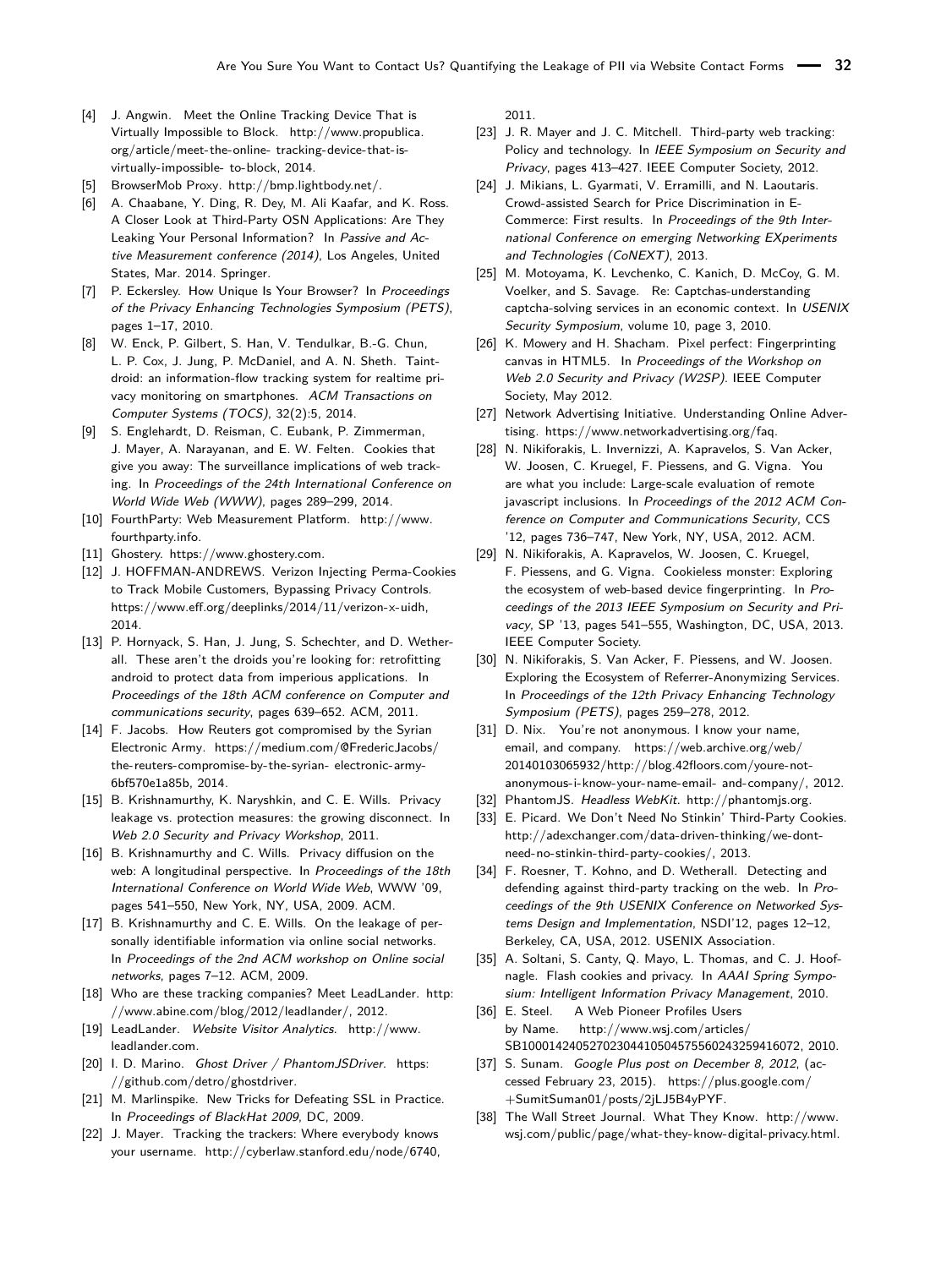[4] J. Angwin. Meet the Online Tracking Device That is Virtually Impossible to Block. http://www.propublica.org/article/meet-the-online- tracking-device-that-is-virtually-impossible- to-block, 2014.

[5] BrowserMob Proxy. http://bmp.lightbody.net/.

[6] A. Chaabane, Y. Ding, R. Dey, M. Ali Kaafar, and K. Ross. A Closer Look at Third-Party OSN Applications: Are They Leaking Your Personal Information? In *Passive and Active Measurement conference (2014)*, Los Angeles, United States, Mar. 2014. Springer.

[7] P. Eckersley. How Unique Is Your Browser? In *Proceedings of the Privacy Enhancing Technologies Symposium (PETS)*, pages 1–17, 2010.

[8] W. Enck, P. Gilbert, S. Han, V. Tendulkar, B.-G. Chun, L. P. Cox, J. Jung, P. McDaniel, and A. N. Sheth. Taintdroid: an information-flow tracking system for realtime privacy monitoring on smartphones. *ACM Transactions on Computer Systems (TOCS)*, 32(2):5, 2014.

[9] S. Englehardt, D. Reisman, C. Eubank, P. Zimmerman, J. Mayer, A. Narayanan, and E. W. Felten. Cookies that give you away: The surveillance implications of web tracking. In *Proceedings of the 24th International Conference on World Wide Web (WWW)*, pages 289–299, 2014.

[10] FourthParty: Web Measurement Platform. http://www.fourthparty.info.

[11] Ghostery. https://www.ghostery.com.

[12] J. HOFFMAN-ANDREWS. Verizon Injecting Perma-Cookies to Track Mobile Customers, Bypassing Privacy Controls. https://www.eff.org/deeplinks/2014/11/verizon-x-uidh, 2014.

[13] P. Hornyack, S. Han, J. Jung, S. Schechter, and D. Wetherall. These aren't the droids you're looking for: retrofitting android to protect data from imperious applications. In *Proceedings of the 18th ACM conference on Computer and communications security*, pages 639–652. ACM, 2011.

[14] F. Jacobs. How Reuters got compromised by the Syrian Electronic Army. https://medium.com/@FredericJacobs/the-reuters-compromise-by-the-syrian- electronic-army-6bf570e1a85b, 2014.

[15] B. Krishnamurthy, K. Naryshkin, and C. E. Wills. Privacy leakage vs. protection measures: the growing disconnect. In *Web 2.0 Security and Privacy Workshop*, 2011.

[16] B. Krishnamurthy and C. Wills. Privacy diffusion on the web: A longitudinal perspective. In *Proceedings of the 18th International Conference on World Wide Web*, WWW '09, pages 541–550, New York, NY, USA, 2009. ACM.

[17] B. Krishnamurthy and C. E. Wills. On the leakage of personally identifiable information via online social networks. In *Proceedings of the 2nd ACM workshop on Online social networks*, pages 7–12. ACM, 2009.

[18] Who are these tracking companies? Meet LeadLander. http://www.abine.com/blog/2012/leadlander/, 2012.

[19] LeadLander. *Website Visitor Analytics*. http://www.leadlander.com.

[20] I. D. Marino. *Ghost Driver / PhantomJSDriver*. https://github.com/detro/ghostdriver.

[21] M. Marlinspike. New Tricks for Defeating SSL in Practice. In *Proceedings of BlackHat 2009*, DC, 2009.

[22] J. Mayer. Tracking the trackers: Where everybody knows your username. http://cyberlaw.stanford.edu/node/6740, 2011.

[23] J. R. Mayer and J. C. Mitchell. Third-party web tracking: Policy and technology. In *IEEE Symposium on Security and Privacy*, pages 413–427. IEEE Computer Society, 2012.

[24] J. Mikians, L. Gyarmati, V. Erramilli, and N. Laoutaris. Crowd-assisted Search for Price Discrimination in E-Commerce: First results. In *Proceedings of the 9th International Conference on emerging Networking EXperiments and Technologies (CoNEXT)*, 2013.

[25] M. Motoyama, K. Levchenko, C. Kanich, D. McCoy, G. M. Voelker, and S. Savage. Re: Captchas-understanding captcha-solving services in an economic context. In *USENIX Security Symposium*, volume 10, page 3, 2010.

[26] K. Mowery and H. Shacham. Pixel perfect: Fingerprinting canvas in HTML5. In *Proceedings of the Workshop on Web 2.0 Security and Privacy (W2SP)*. IEEE Computer Society, May 2012.

[27] Network Advertising Initiative. Understanding Online Advertising. https://www.networkadvertising.org/faq.

[28] N. Nikiforakis, L. Invernizzi, A. Kapravelos, S. Van Acker, W. Joosen, C. Kruegel, F. Piessens, and G. Vigna. You are what you include: Large-scale evaluation of remote javascript inclusions. In *Proceedings of the 2012 ACM Conference on Computer and Communications Security*, CCS '12, pages 736–747, New York, NY, USA, 2012. ACM.

[29] N. Nikiforakis, A. Kapravelos, W. Joosen, C. Kruegel, F. Piessens, and G. Vigna. Cookieless monster: Exploring the ecosystem of web-based device fingerprinting. In *Proceedings of the 2013 IEEE Symposium on Security and Privacy*, SP '13, pages 541–555, Washington, DC, USA, 2013. IEEE Computer Society.

[30] N. Nikiforakis, S. Van Acker, F. Piessens, and W. Joosen. Exploring the Ecosystem of Referrer-Anonymizing Services. In *Proceedings of the 12th Privacy Enhancing Technology Symposium (PETS)*, pages 259–278, 2012.

[31] D. Nix. You're not anonymous. I know your name, email, and company. https://web.archive.org/web/20140103065932/http://blog.42floors.com/youre-not-anonymous-i-know-your-name-email- and-company/, 2012.

[32] PhantomJS. *Headless WebKit*. http://phantomjs.org.

[33] E. Picard. We Don't Need No Stinkin' Third-Party Cookies. http://adexchanger.com/data-driven-thinking/we-dont-need-no-stinkin-third-party-cookies/, 2013.

[34] F. Roesner, T. Kohno, and D. Wetherall. Detecting and defending against third-party tracking on the web. In *Proceedings of the 9th USENIX Conference on Networked Systems Design and Implementation*, NSDI'12, pages 12–12, Berkeley, CA, USA, 2012. USENIX Association.

[35] A. Soltani, S. Canty, Q. Mayo, L. Thomas, and C. J. Hoofnagle. Flash cookies and privacy. In *AAAI Spring Symposium: Intelligent Information Privacy Management*, 2010.

[36] E. Steel. A Web Pioneer Profiles Users by Name. http://www.wsj.com/articles/SB10001424052702304410504575560243259416072, 2010.

[37] S. Sunam. *Google Plus post on December 8, 2012*, (accessed February 23, 2015). https://plus.google.com/+SumitSuman01/posts/2jLJ5B4yPYF.

[38] The Wall Street Journal. What They Know. http://www.wsj.com/public/page/what-they-know-digital-privacy.html.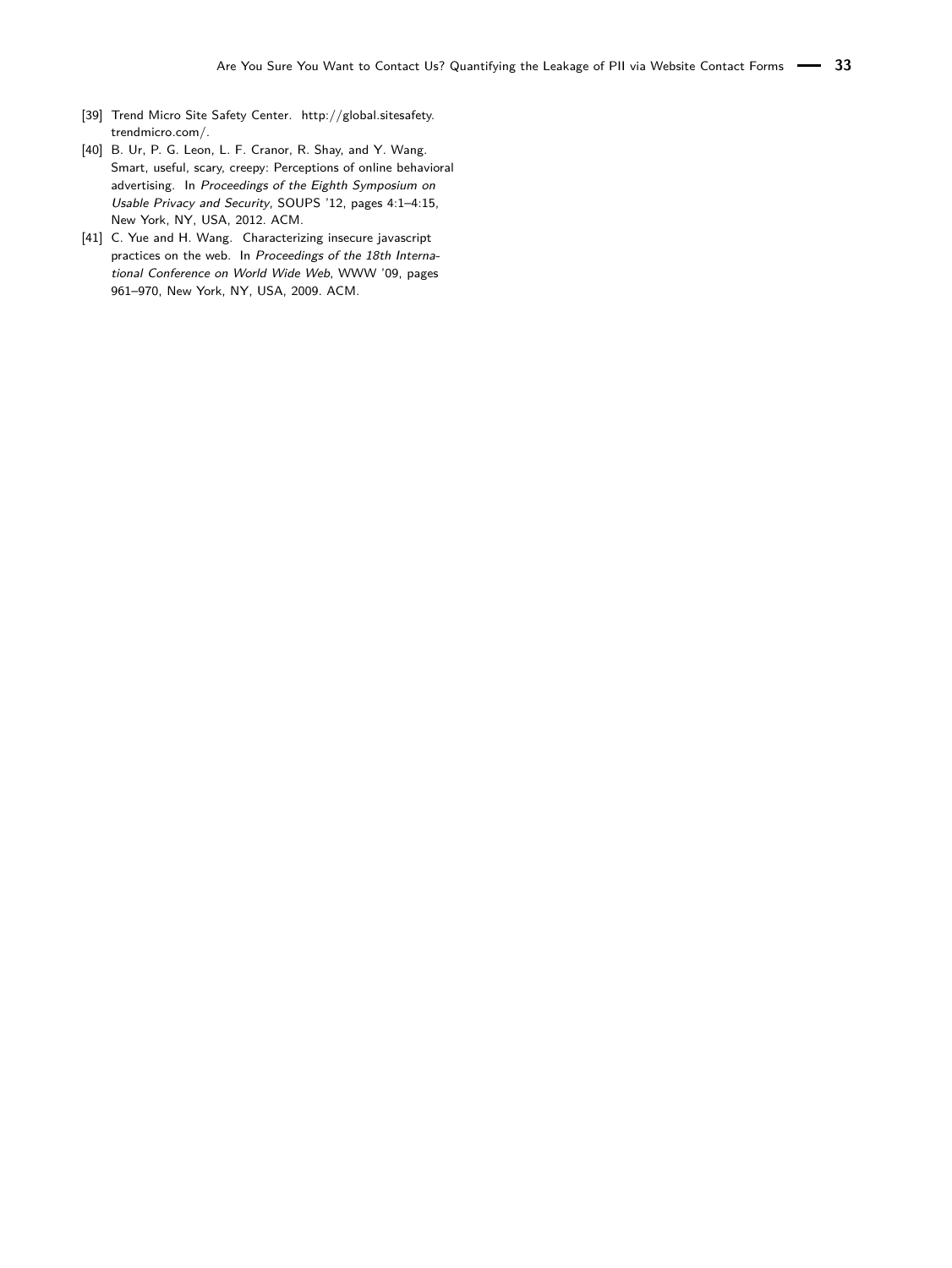[39] Trend Micro Site Safety Center. http://global.sitesafety.trendmicro.com/.

[40] B. Ur, P. G. Leon, L. F. Cranor, R. Shay, and Y. Wang. Smart, useful, scary, creepy: Perceptions of online behavioral advertising. In *Proceedings of the Eighth Symposium on Usable Privacy and Security*, SOUPS '12, pages 4:1–4:15, New York, NY, USA, 2012. ACM.

[41] C. Yue and H. Wang. Characterizing insecure javascript practices on the web. In *Proceedings of the 18th International Conference on World Wide Web*, WWW '09, pages 961–970, New York, NY, USA, 2009. ACM.